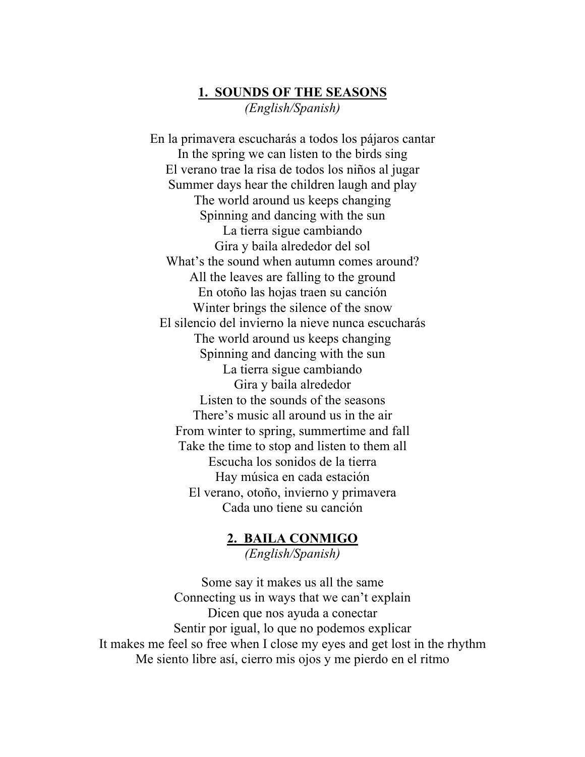## 1. SOUNDS OF THE SEASONS

*(English/Spanish)*

En la primavera escucharás a todos los pájaros cantar
In the spring we can listen to the birds sing
El verano trae la risa de todos los niños al jugar
Summer days hear the children laugh and play
The world around us keeps changing
Spinning and dancing with the sun
La tierra sigue cambiando
Gira y baila alrededor del sol
What's the sound when autumn comes around?
All the leaves are falling to the ground
En otoño las hojas traen su canción
Winter brings the silence of the snow
El silencio del invierno la nieve nunca escucharás
The world around us keeps changing
Spinning and dancing with the sun
La tierra sigue cambiando
Gira y baila alrededor
Listen to the sounds of the seasons
There's music all around us in the air
From winter to spring, summertime and fall
Take the time to stop and listen to them all
Escucha los sonidos de la tierra
Hay música en cada estación
El verano, otoño, invierno y primavera
Cada uno tiene su canción

## 2. BAILA CONMIGO

*(English/Spanish)*

Some say it makes us all the same
Connecting us in ways that we can't explain
Dicen que nos ayuda a conectar
Sentir por igual, lo que no podemos explicar
It makes me feel so free when I close my eyes and get lost in the rhythm
Me siento libre así, cierro mis ojos y me pierdo en el ritmo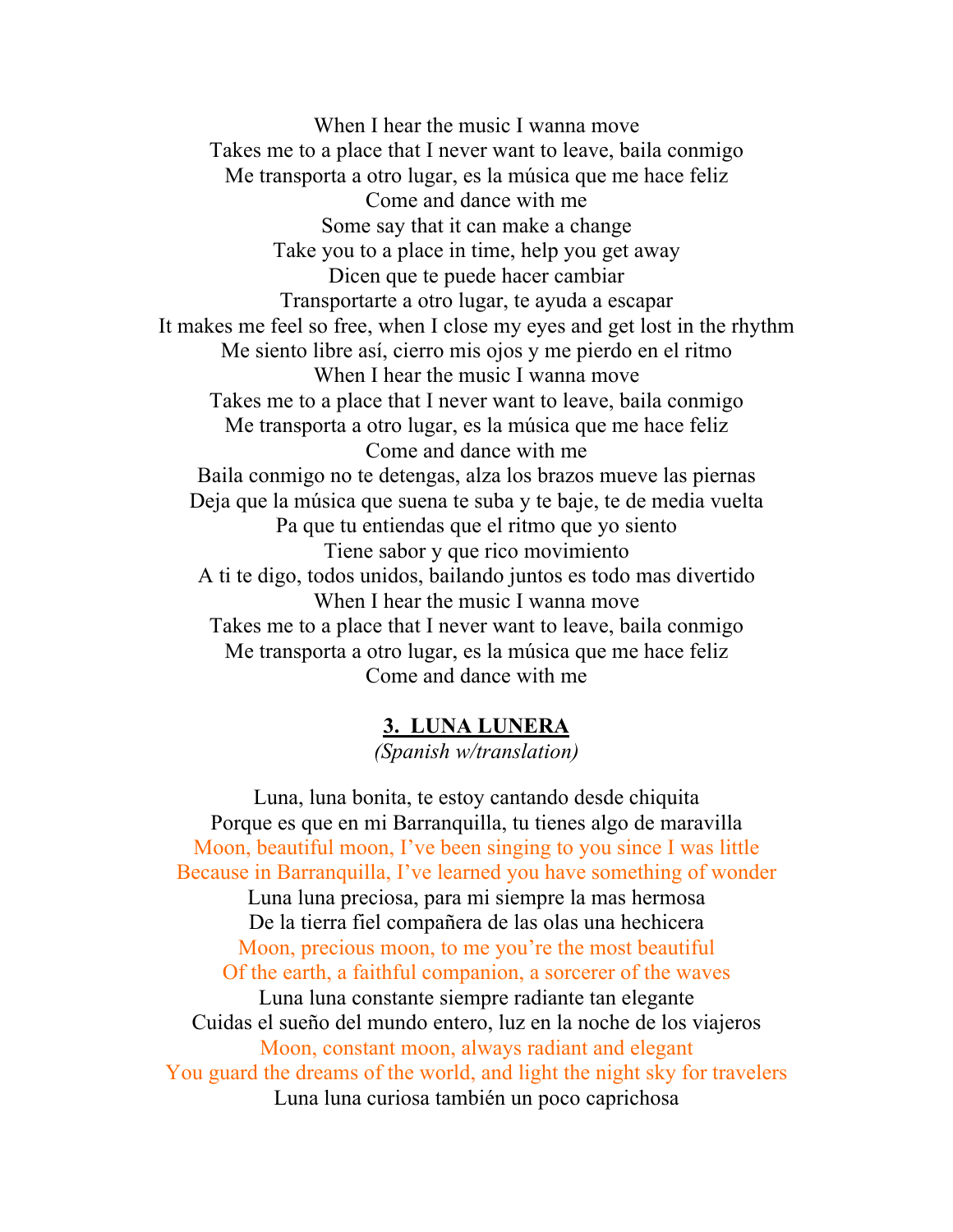When I hear the music I wanna move
Takes me to a place that I never want to leave, baila conmigo
Me transporta a otro lugar, es la música que me hace feliz
Come and dance with me
Some say that it can make a change
Take you to a place in time, help you get away
Dicen que te puede hacer cambiar
Transportarte a otro lugar, te ayuda a escapar
It makes me feel so free, when I close my eyes and get lost in the rhythm
Me siento libre así, cierro mis ojos y me pierdo en el ritmo
When I hear the music I wanna move
Takes me to a place that I never want to leave, baila conmigo
Me transporta a otro lugar, es la música que me hace feliz
Come and dance with me
Baila conmigo no te detengas, alza los brazos mueve las piernas
Deja que la música que suena te suba y te baje, te de media vuelta
Pa que tu entiendas que el ritmo que yo siento
Tiene sabor y que rico movimiento
A ti te digo, todos unidos, bailando juntos es todo mas divertido
When I hear the music I wanna move
Takes me to a place that I never want to leave, baila conmigo
Me transporta a otro lugar, es la música que me hace feliz
Come and dance with me

## 3. LUNA LUNERA

*(Spanish w/translation)*

Luna, luna bonita, te estoy cantando desde chiquita
Porque es que en mi Barranquilla, tu tienes algo de maravilla
Moon, beautiful moon, I've been singing to you since I was little
Because in Barranquilla, I've learned you have something of wonder
Luna luna preciosa, para mi siempre la mas hermosa
De la tierra fiel compañera de las olas una hechicera
Moon, precious moon, to me you're the most beautiful
Of the earth, a faithful companion, a sorcerer of the waves
Luna luna constante siempre radiante tan elegante
Cuidas el sueño del mundo entero, luz en la noche de los viajeros
Moon, constant moon, always radiant and elegant
You guard the dreams of the world, and light the night sky for travelers
Luna luna curiosa también un poco caprichosa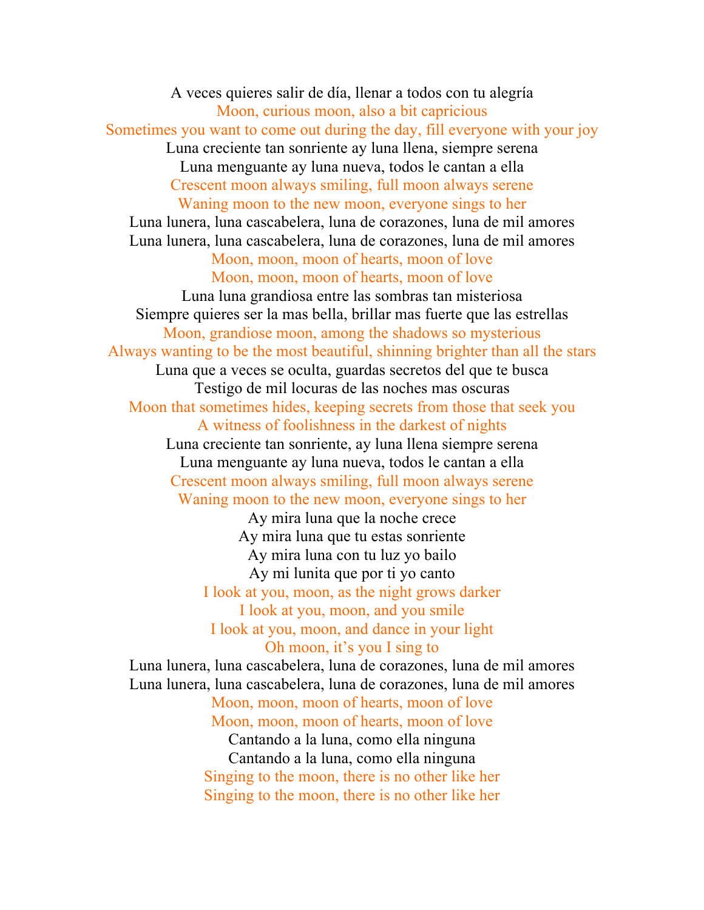A veces quieres salir de día, llenar a todos con tu alegría
Moon, curious moon, also a bit capricious
Sometimes you want to come out during the day, fill everyone with your joy
Luna creciente tan sonriente ay luna llena, siempre serena
Luna menguante ay luna nueva, todos le cantan a ella
Crescent moon always smiling, full moon always serene
Waning moon to the new moon, everyone sings to her
Luna lunera, luna cascabelera, luna de corazones, luna de mil amores
Luna lunera, luna cascabelera, luna de corazones, luna de mil amores
Moon, moon, moon of hearts, moon of love
Moon, moon, moon of hearts, moon of love
Luna luna grandiosa entre las sombras tan misteriosa
Siempre quieres ser la mas bella, brillar mas fuerte que las estrellas
Moon, grandiose moon, among the shadows so mysterious
Always wanting to be the most beautiful, shinning brighter than all the stars
Luna que a veces se oculta, guardas secretos del que te busca
Testigo de mil locuras de las noches mas oscuras
Moon that sometimes hides, keeping secrets from those that seek you
A witness of foolishness in the darkest of nights
Luna creciente tan sonriente, ay luna llena siempre serena
Luna menguante ay luna nueva, todos le cantan a ella
Crescent moon always smiling, full moon always serene
Waning moon to the new moon, everyone sings to her
Ay mira luna que la noche crece
Ay mira luna que tu estas sonriente
Ay mira luna con tu luz yo bailo
Ay mi lunita que por ti yo canto
I look at you, moon, as the night grows darker
I look at you, moon, and you smile
I look at you, moon, and dance in your light
Oh moon, it's you I sing to
Luna lunera, luna cascabelera, luna de corazones, luna de mil amores
Luna lunera, luna cascabelera, luna de corazones, luna de mil amores
Moon, moon, moon of hearts, moon of love
Moon, moon, moon of hearts, moon of love
Cantando a la luna, como ella ninguna
Cantando a la luna, como ella ninguna
Singing to the moon, there is no other like her
Singing to the moon, there is no other like her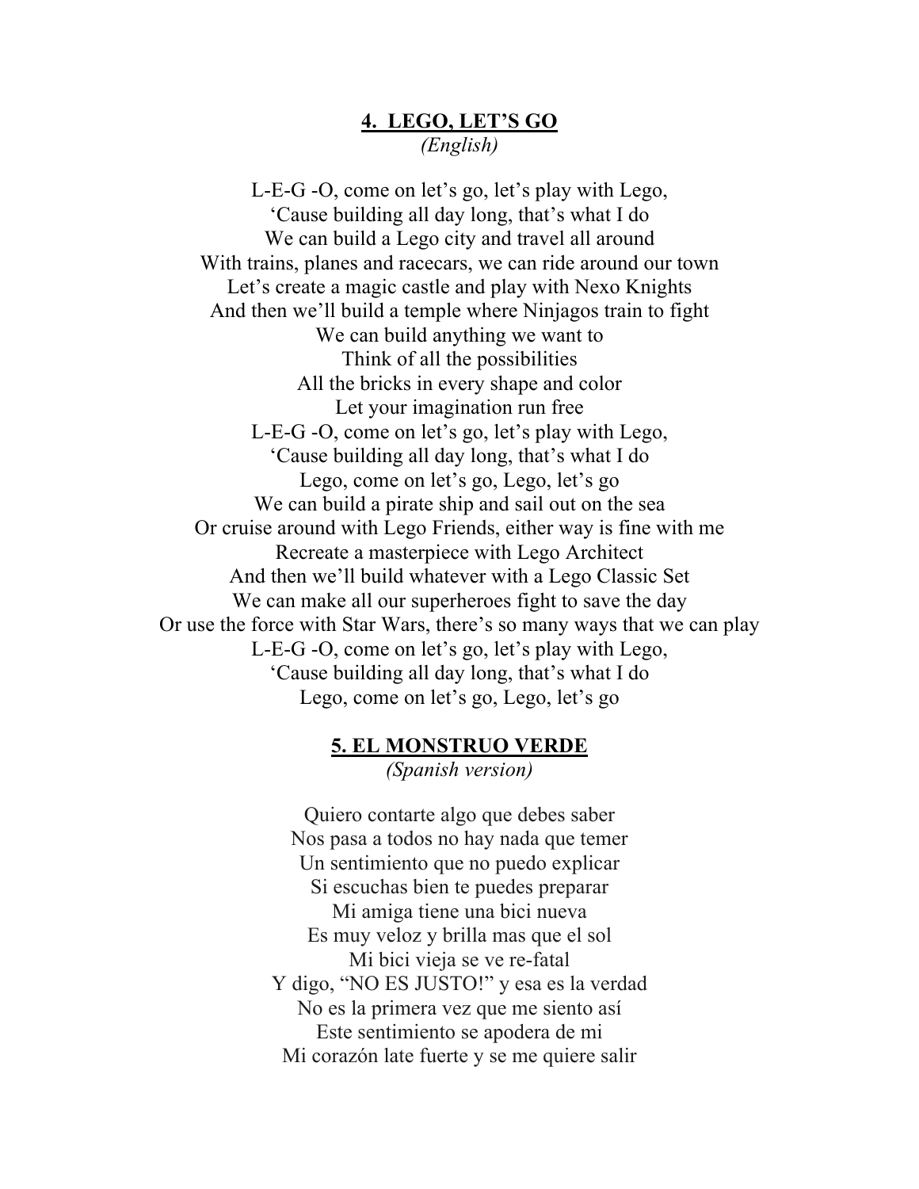## 4. LEGO, LET'S GO

*(English)*

L-E-G -O, come on let's go, let's play with Lego,
'Cause building all day long, that's what I do
We can build a Lego city and travel all around
With trains, planes and racecars, we can ride around our town
Let's create a magic castle and play with Nexo Knights
And then we'll build a temple where Ninjagos train to fight
We can build anything we want to
Think of all the possibilities
All the bricks in every shape and color
Let your imagination run free
L-E-G -O, come on let's go, let's play with Lego,
'Cause building all day long, that's what I do
Lego, come on let's go, Lego, let's go
We can build a pirate ship and sail out on the sea
Or cruise around with Lego Friends, either way is fine with me
Recreate a masterpiece with Lego Architect
And then we'll build whatever with a Lego Classic Set
We can make all our superheroes fight to save the day
Or use the force with Star Wars, there's so many ways that we can play
L-E-G -O, come on let's go, let's play with Lego,
'Cause building all day long, that's what I do
Lego, come on let's go, Lego, let's go

## 5. EL MONSTRUO VERDE

*(Spanish version)*

Quiero contarte algo que debes saber
Nos pasa a todos no hay nada que temer
Un sentimiento que no puedo explicar
Si escuchas bien te puedes preparar
Mi amiga tiene una bici nueva
Es muy veloz y brilla mas que el sol
Mi bici vieja se ve re-fatal
Y digo, "NO ES JUSTO!" y esa es la verdad
No es la primera vez que me siento así
Este sentimiento se apodera de mi
Mi corazón late fuerte y se me quiere salir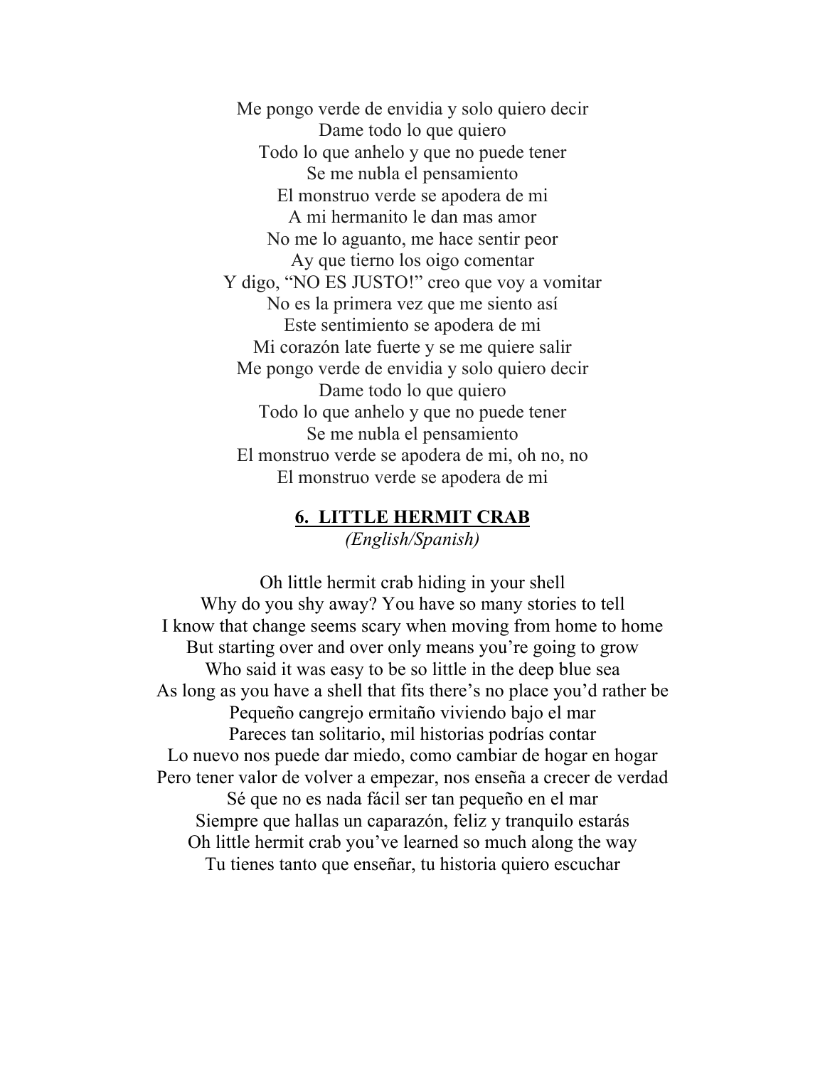Me pongo verde de envidia y solo quiero decir  
Dame todo lo que quiero  
Todo lo que anhelo y que no puede tener  
Se me nubla el pensamiento  
El monstruo verde se apodera de mi  
A mi hermanito le dan mas amor  
No me lo aguanto, me hace sentir peor  
Ay que tierno los oigo comentar  
Y digo, "NO ES JUSTO!" creo que voy a vomitar  
No es la primera vez que me siento así  
Este sentimiento se apodera de mi  
Mi corazón late fuerte y se me quiere salir  
Me pongo verde de envidia y solo quiero decir  
Dame todo lo que quiero  
Todo lo que anhelo y que no puede tener  
Se me nubla el pensamiento  
El monstruo verde se apodera de mi, oh no, no  
El monstruo verde se apodera de mi

## 6. LITTLE HERMIT CRAB

*(English/Spanish)*

Oh little hermit crab hiding in your shell  
Why do you shy away? You have so many stories to tell  
I know that change seems scary when moving from home to home  
But starting over and over only means you're going to grow  
Who said it was easy to be so little in the deep blue sea  
As long as you have a shell that fits there's no place you'd rather be  
Pequeño cangrejo ermitaño viviendo bajo el mar  
Pareces tan solitario, mil historias podrías contar  
Lo nuevo nos puede dar miedo, como cambiar de hogar en hogar  
Pero tener valor de volver a empezar, nos enseña a crecer de verdad  
Sé que no es nada fácil ser tan pequeño en el mar  
Siempre que hallas un caparazón, feliz y tranquilo estarás  
Oh little hermit crab you've learned so much along the way  
Tu tienes tanto que enseñar, tu historia quiero escuchar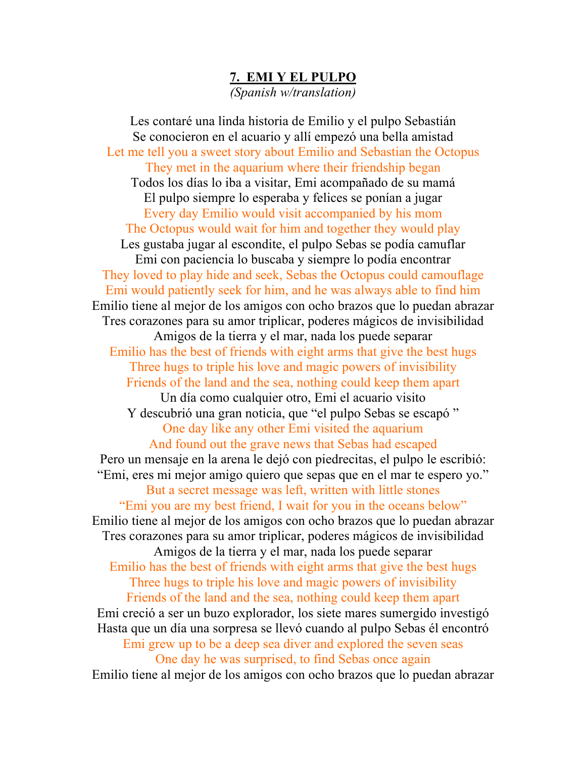## 7. EMI Y EL PULPO

*(Spanish w/translation)*

Les contaré una linda historia de Emilio y el pulpo Sebastián
Se conocieron en el acuario y allí empezó una bella amistad
Let me tell you a sweet story about Emilio and Sebastian the Octopus
They met in the aquarium where their friendship began
Todos los días lo iba a visitar, Emi acompañado de su mamá
El pulpo siempre lo esperaba y felices se ponían a jugar
Every day Emilio would visit accompanied by his mom
The Octopus would wait for him and together they would play
Les gustaba jugar al escondite, el pulpo Sebas se podía camuflar
Emi con paciencia lo buscaba y siempre lo podía encontrar
They loved to play hide and seek, Sebas the Octopus could camouflage
Emi would patiently seek for him, and he was always able to find him
Emilio tiene al mejor de los amigos con ocho brazos que lo puedan abrazar
Tres corazones para su amor triplicar, poderes mágicos de invisibilidad
Amigos de la tierra y el mar, nada los puede separar
Emilio has the best of friends with eight arms that give the best hugs
Three hugs to triple his love and magic powers of invisibility
Friends of the land and the sea, nothing could keep them apart
Un día como cualquier otro, Emi el acuario visito
Y descubrió una gran noticia, que "el pulpo Sebas se escapó "
One day like any other Emi visited the aquarium
And found out the grave news that Sebas had escaped
Pero un mensaje en la arena le dejó con piedrecitas, el pulpo le escribió:
"Emi, eres mi mejor amigo quiero que sepas que en el mar te espero yo."
But a secret message was left, written with little stones
"Emi you are my best friend, I wait for you in the oceans below"
Emilio tiene al mejor de los amigos con ocho brazos que lo puedan abrazar
Tres corazones para su amor triplicar, poderes mágicos de invisibilidad
Amigos de la tierra y el mar, nada los puede separar
Emilio has the best of friends with eight arms that give the best hugs
Three hugs to triple his love and magic powers of invisibility
Friends of the land and the sea, nothing could keep them apart
Emi creció a ser un buzo explorador, los siete mares sumergido investigó
Hasta que un día una sorpresa se llevó cuando al pulpo Sebas él encontró
Emi grew up to be a deep sea diver and explored the seven seas
One day he was surprised, to find Sebas once again
Emilio tiene al mejor de los amigos con ocho brazos que lo puedan abrazar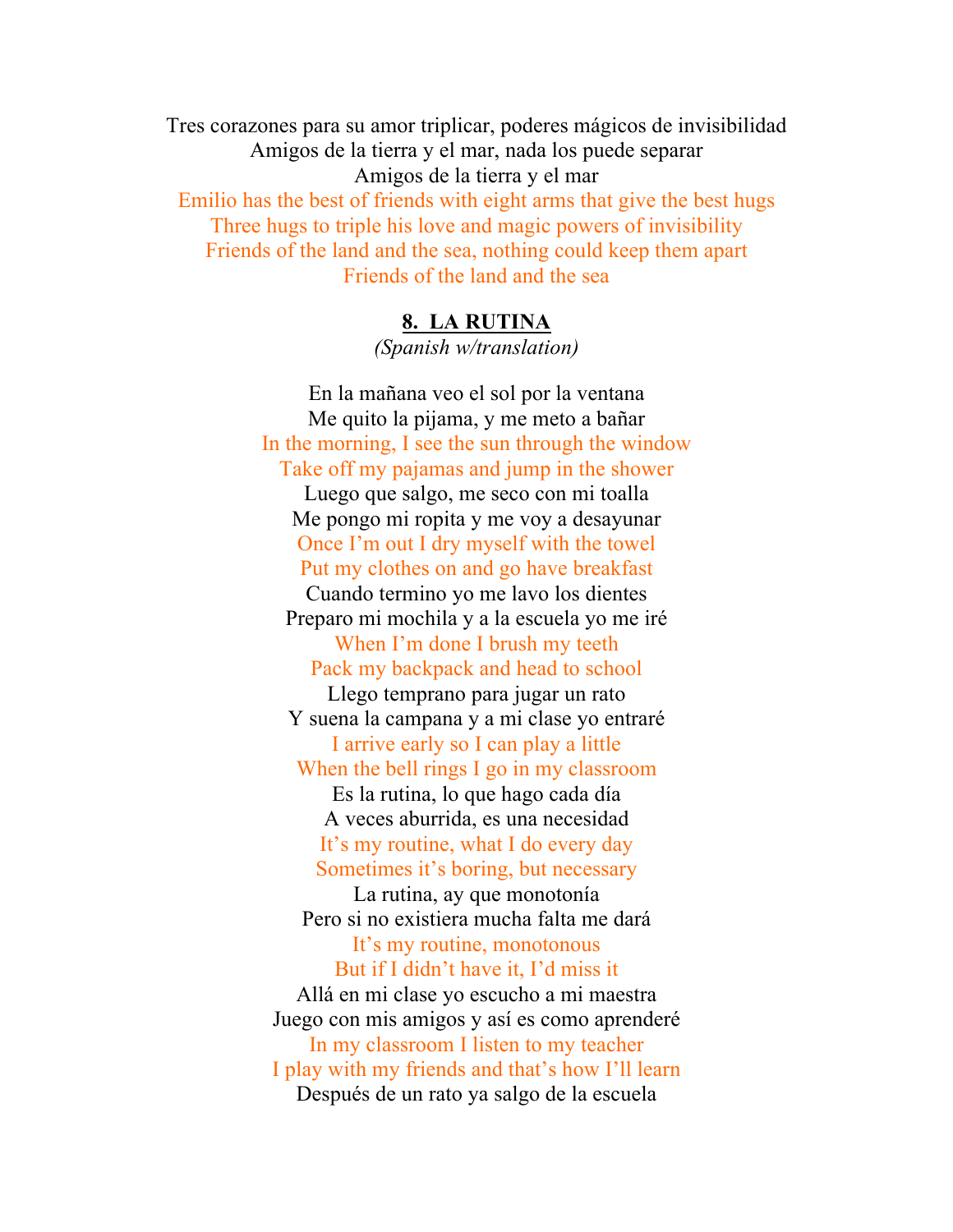Tres corazones para su amor triplicar, poderes mágicos de invisibilidad
Amigos de la tierra y el mar, nada los puede separar
Amigos de la tierra y el mar
Emilio has the best of friends with eight arms that give the best hugs
Three hugs to triple his love and magic powers of invisibility
Friends of the land and the sea, nothing could keep them apart
Friends of the land and the sea

## 8. LA RUTINA

*(Spanish w/translation)*

En la mañana veo el sol por la ventana
Me quito la pijama, y me meto a bañar
In the morning, I see the sun through the window
Take off my pajamas and jump in the shower
Luego que salgo, me seco con mi toalla
Me pongo mi ropita y me voy a desayunar
Once I'm out I dry myself with the towel
Put my clothes on and go have breakfast
Cuando termino yo me lavo los dientes
Preparo mi mochila y a la escuela yo me iré
When I'm done I brush my teeth
Pack my backpack and head to school
Llego temprano para jugar un rato
Y suena la campana y a mi clase yo entraré
I arrive early so I can play a little
When the bell rings I go in my classroom
Es la rutina, lo que hago cada día
A veces aburrida, es una necesidad
It's my routine, what I do every day
Sometimes it's boring, but necessary
La rutina, ay que monotonía
Pero si no existiera mucha falta me dará
It's my routine, monotonous
But if I didn't have it, I'd miss it
Allá en mi clase yo escucho a mi maestra
Juego con mis amigos y así es como aprenderé
In my classroom I listen to my teacher
I play with my friends and that's how I'll learn
Después de un rato ya salgo de la escuela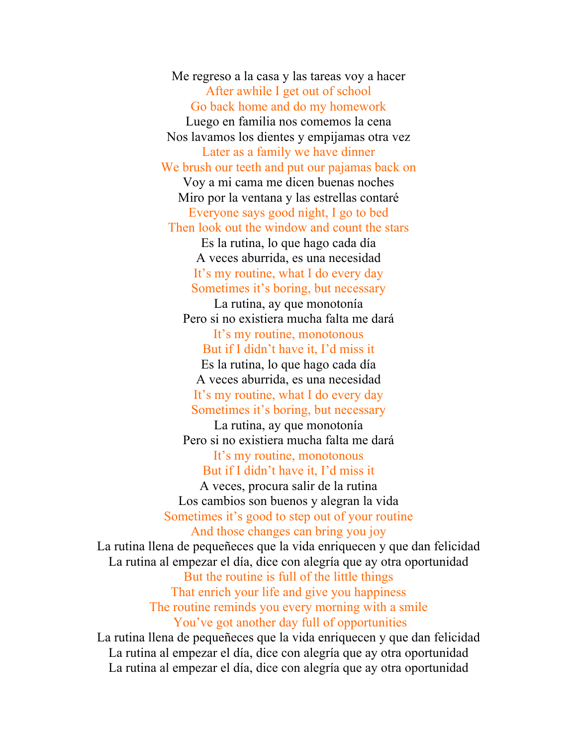Me regreso a la casa y las tareas voy a hacer
After awhile I get out of school
Go back home and do my homework
Luego en familia nos comemos la cena
Nos lavamos los dientes y empijamas otra vez
Later as a family we have dinner
We brush our teeth and put our pajamas back on
Voy a mi cama me dicen buenas noches
Miro por la ventana y las estrellas contaré
Everyone says good night, I go to bed
Then look out the window and count the stars
Es la rutina, lo que hago cada día
A veces aburrida, es una necesidad
It's my routine, what I do every day
Sometimes it's boring, but necessary
La rutina, ay que monotonía
Pero si no existiera mucha falta me dará
It's my routine, monotonous
But if I didn't have it, I'd miss it
Es la rutina, lo que hago cada día
A veces aburrida, es una necesidad
It's my routine, what I do every day
Sometimes it's boring, but necessary
La rutina, ay que monotonía
Pero si no existiera mucha falta me dará
It's my routine, monotonous
But if I didn't have it, I'd miss it
A veces, procura salir de la rutina
Los cambios son buenos y alegran la vida
Sometimes it's good to step out of your routine
And those changes can bring you joy
La rutina llena de pequeñeces que la vida enriquecen y que dan felicidad
La rutina al empezar el día, dice con alegría que ay otra oportunidad
But the routine is full of the little things
That enrich your life and give you happiness
The routine reminds you every morning with a smile
You've got another day full of opportunities
La rutina llena de pequeñeces que la vida enriquecen y que dan felicidad
La rutina al empezar el día, dice con alegría que ay otra oportunidad
La rutina al empezar el día, dice con alegría que ay otra oportunidad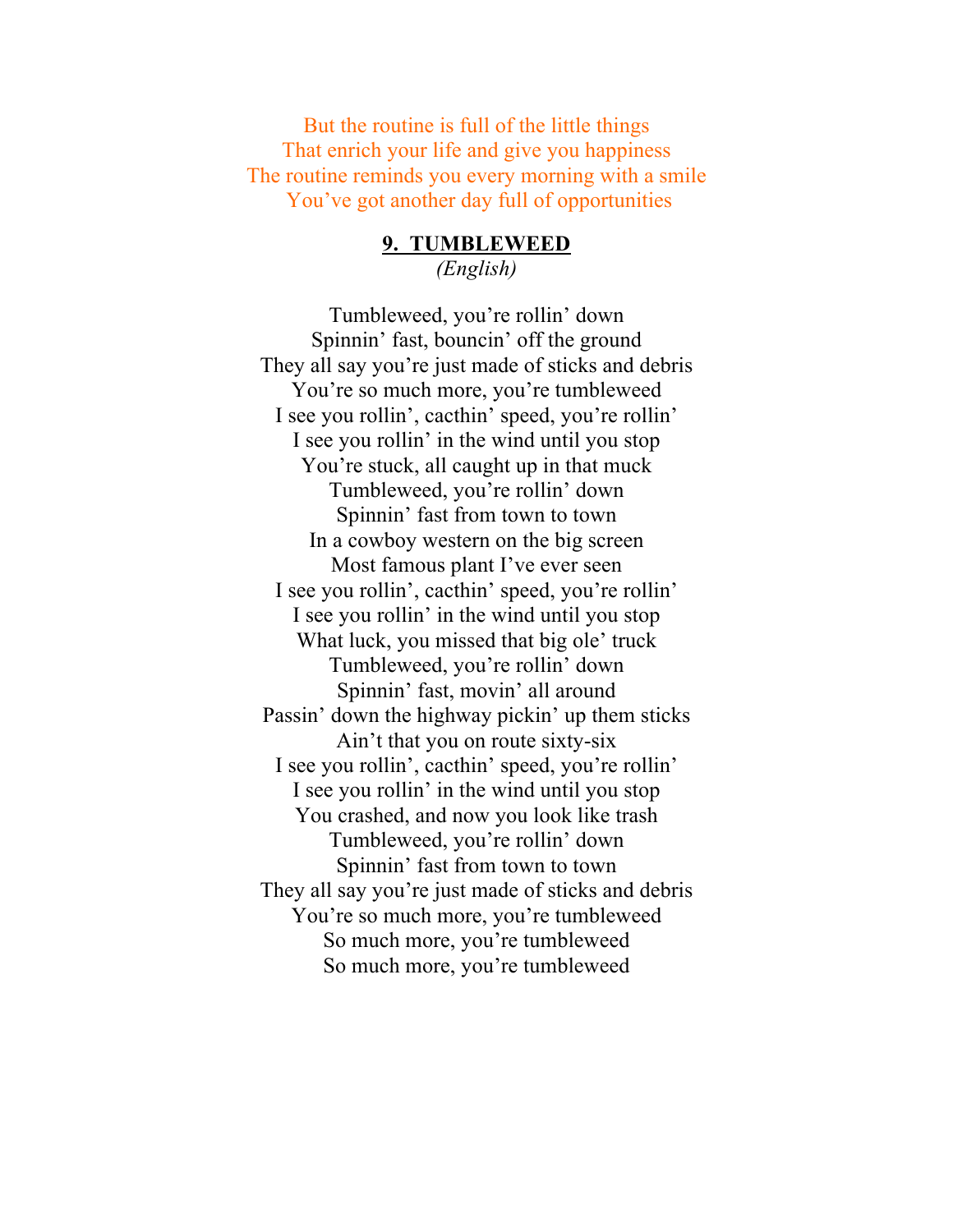But the routine is full of the little things
That enrich your life and give you happiness
The routine reminds you every morning with a smile
You've got another day full of opportunities

## 9. TUMBLEWEED

*(English)*

Tumbleweed, you're rollin' down
Spinnin' fast, bouncin' off the ground
They all say you're just made of sticks and debris
You're so much more, you're tumbleweed
I see you rollin', cacthin' speed, you're rollin'
I see you rollin' in the wind until you stop
You're stuck, all caught up in that muck
Tumbleweed, you're rollin' down
Spinnin' fast from town to town
In a cowboy western on the big screen
Most famous plant I've ever seen
I see you rollin', cacthin' speed, you're rollin'
I see you rollin' in the wind until you stop
What luck, you missed that big ole' truck
Tumbleweed, you're rollin' down
Spinnin' fast, movin' all around
Passin' down the highway pickin' up them sticks
Ain't that you on route sixty-six
I see you rollin', cacthin' speed, you're rollin'
I see you rollin' in the wind until you stop
You crashed, and now you look like trash
Tumbleweed, you're rollin' down
Spinnin' fast from town to town
They all say you're just made of sticks and debris
You're so much more, you're tumbleweed
So much more, you're tumbleweed
So much more, you're tumbleweed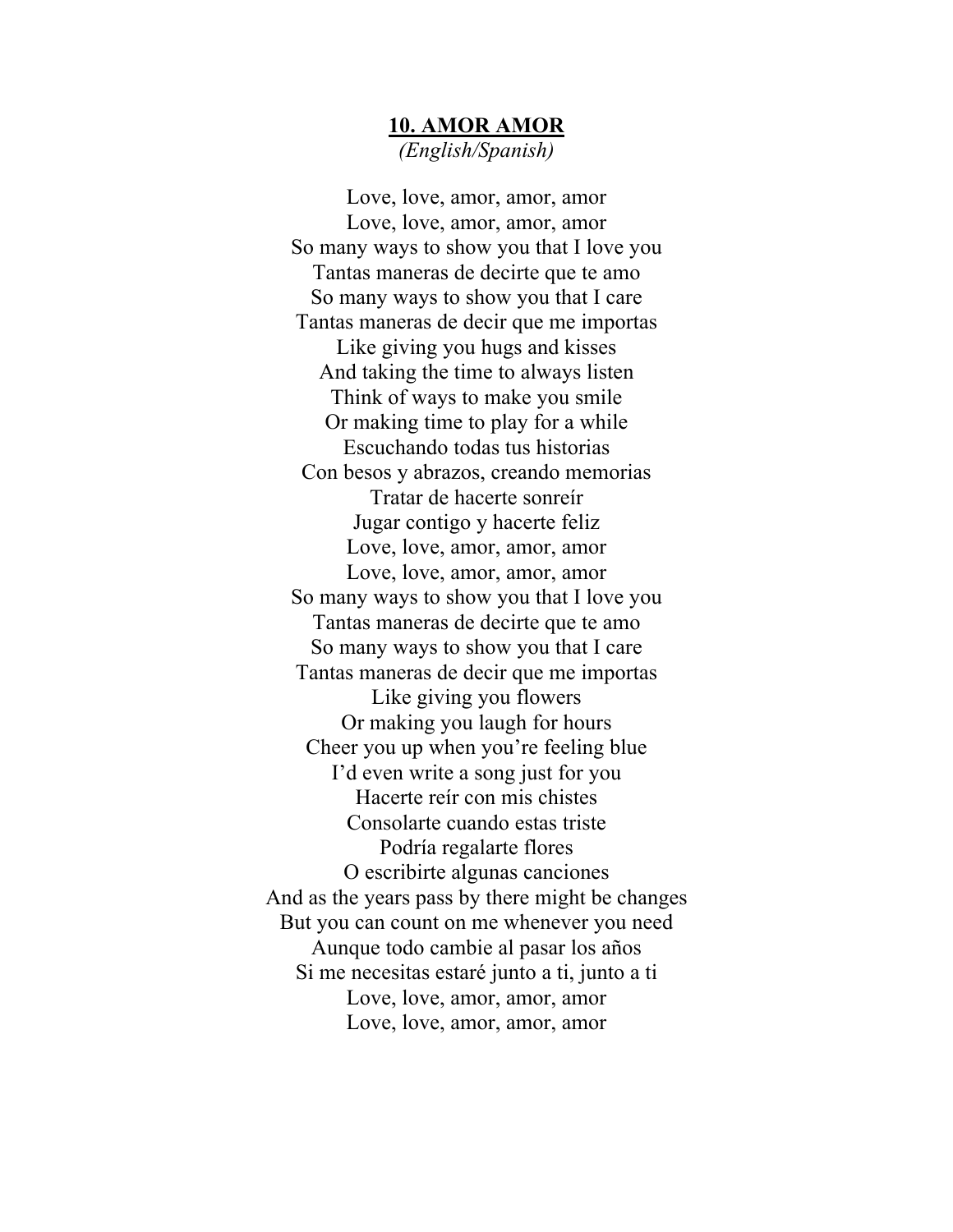**10. AMOR AMOR**

*(English/Spanish)*

Love, love, amor, amor, amor
Love, love, amor, amor, amor
So many ways to show you that I love you
Tantas maneras de decirte que te amo
So many ways to show you that I care
Tantas maneras de decir que me importas
Like giving you hugs and kisses
And taking the time to always listen
Think of ways to make you smile
Or making time to play for a while
Escuchando todas tus historias
Con besos y abrazos, creando memorias
Tratar de hacerte sonreír
Jugar contigo y hacerte feliz
Love, love, amor, amor, amor
Love, love, amor, amor, amor
So many ways to show you that I love you
Tantas maneras de decirte que te amo
So many ways to show you that I care
Tantas maneras de decir que me importas
Like giving you flowers
Or making you laugh for hours
Cheer you up when you're feeling blue
I'd even write a song just for you
Hacerte reír con mis chistes
Consolarte cuando estas triste
Podría regalarte flores
O escribirte algunas canciones
And as the years pass by there might be changes
But you can count on me whenever you need
Aunque todo cambie al pasar los años
Si me necesitas estaré junto a ti, junto a ti
Love, love, amor, amor, amor
Love, love, amor, amor, amor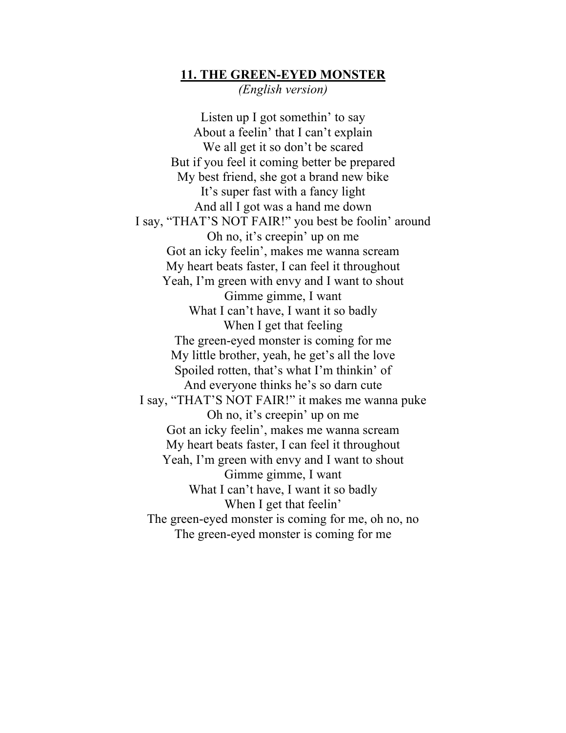## 11. THE GREEN-EYED MONSTER

*(English version)*

Listen up I got somethin' to say
About a feelin' that I can't explain
We all get it so don't be scared
But if you feel it coming better be prepared
My best friend, she got a brand new bike
It's super fast with a fancy light
And all I got was a hand me down
I say, "THAT'S NOT FAIR!" you best be foolin' around
Oh no, it's creepin' up on me
Got an icky feelin', makes me wanna scream
My heart beats faster, I can feel it throughout
Yeah, I'm green with envy and I want to shout
Gimme gimme, I want
What I can't have, I want it so badly
When I get that feeling
The green-eyed monster is coming for me
My little brother, yeah, he get's all the love
Spoiled rotten, that's what I'm thinkin' of
And everyone thinks he's so darn cute
I say, "THAT'S NOT FAIR!" it makes me wanna puke
Oh no, it's creepin' up on me
Got an icky feelin', makes me wanna scream
My heart beats faster, I can feel it throughout
Yeah, I'm green with envy and I want to shout
Gimme gimme, I want
What I can't have, I want it so badly
When I get that feelin'
The green-eyed monster is coming for me, oh no, no
The green-eyed monster is coming for me